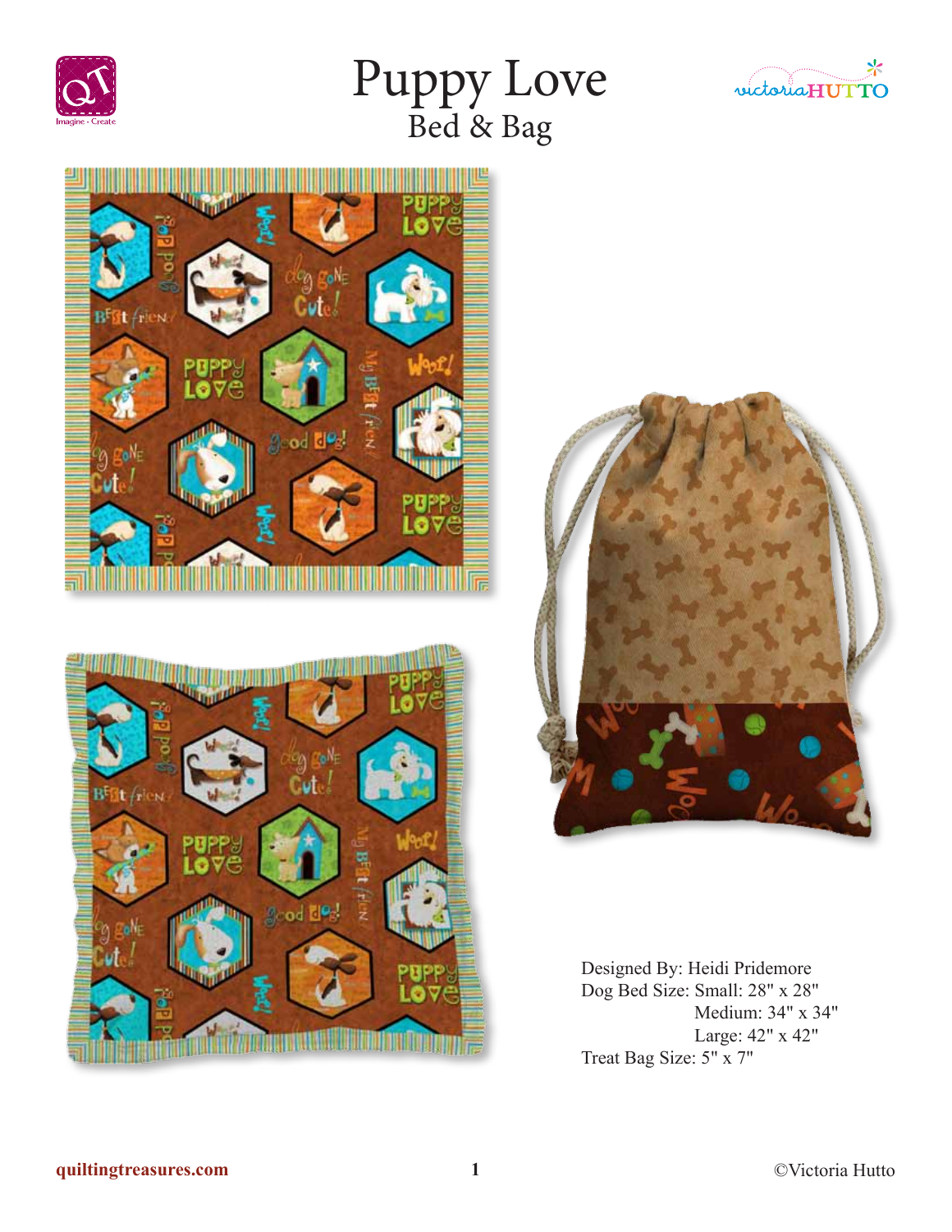# Puppy Love

## Bed & Bag

Designed By: Heidi Pridemore

Dog Bed Size: Small: 28" x 28"

Medium: 34" x 34"

Large: 42" x 42"

Treat Bag Size: 5" x 7"

quiltingtreasures.com

©Victoria Hutto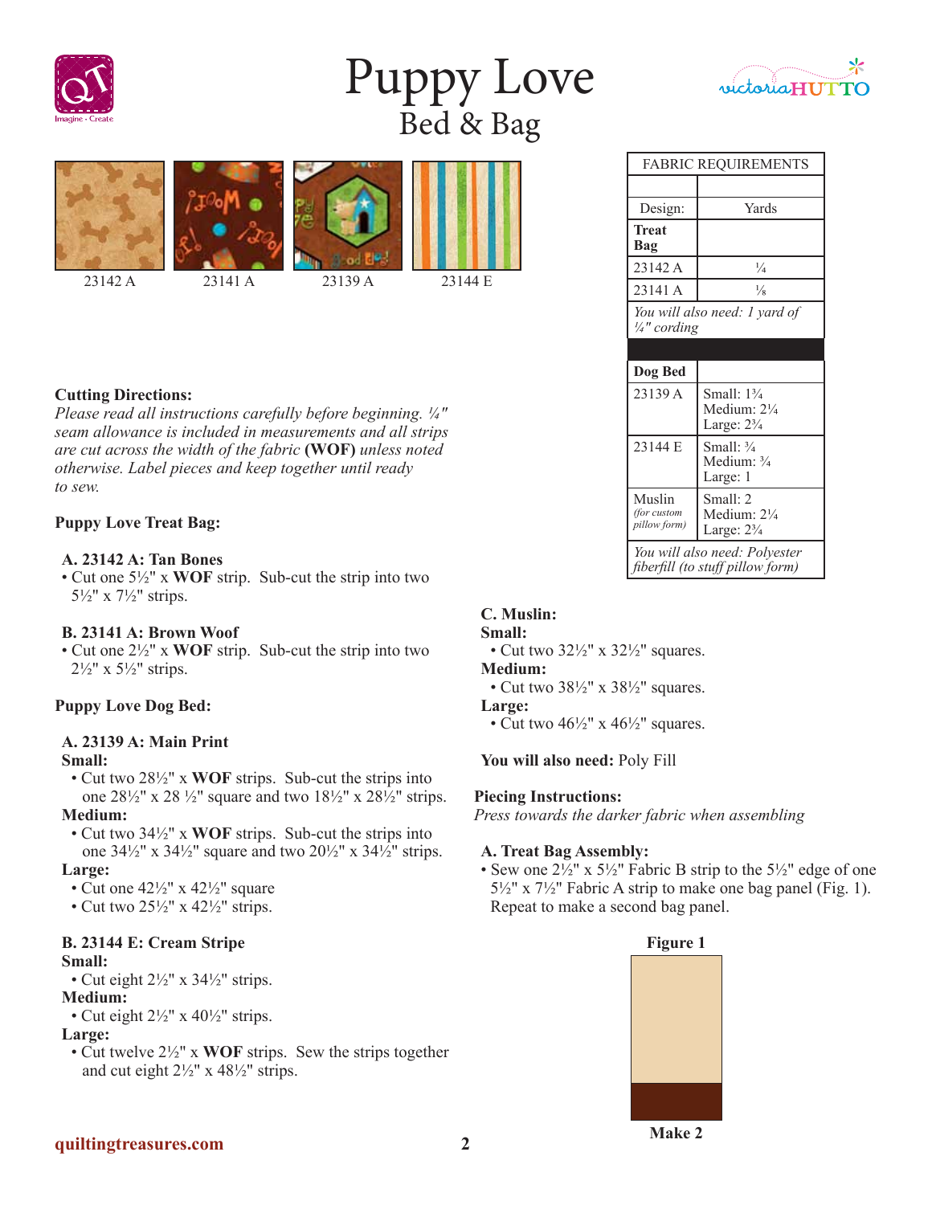# Puppy Love

## Bed & Bag

23142 A | 23141 A | 23139 A | 23144 E

| FABRIC REQUIREMENTS | |
|---|---|
| | |
| Design: | Yards |
| **Treat Bag** | |
| 23142 A | ¼ |
| 23141 A | ⅛ |
| *You will also need: 1 yard of ¼" cording* | |
| | |
| **Dog Bed** | |
| 23139 A | Small: 1¾<br>Medium: 2¼<br>Large: 2¾ |
| 23144 E | Small: ¾<br>Medium: ¾<br>Large: 1 |
| Muslin *(for custom pillow form)* | Small: 2<br>Medium: 2¼<br>Large: 2¾ |
| *You will also need: Polyester fiberfill (to stuff pillow form)* | |

**Cutting Directions:**

*Please read all instructions carefully before beginning. ¼" seam allowance is included in measurements and all strips are cut across the width of the fabric* **(WOF)** *unless noted otherwise. Label pieces and keep together until ready to sew.*

**Puppy Love Treat Bag:**

**A. 23142 A: Tan Bones**

- Cut one 5½" x **WOF** strip. Sub-cut the strip into two 5½" x 7½" strips.

**B. 23141 A: Brown Woof**

- Cut one 2½" x **WOF** strip. Sub-cut the strip into two 2½" x 5½" strips.

**Puppy Love Dog Bed:**

**A. 23139 A: Main Print**

**Small:**

- Cut two 28½" x **WOF** strips. Sub-cut the strips into one 28½" x 28 ½" square and two 18½" x 28½" strips.

**Medium:**

- Cut two 34½" x **WOF** strips. Sub-cut the strips into one 34½" x 34½" square and two 20½" x 34½" strips.

**Large:**

- Cut one 42½" x 42½" square
- Cut two 25½" x 42½" strips.

**B. 23144 E: Cream Stripe**

**Small:**

- Cut eight 2½" x 34½" strips.

**Medium:**

- Cut eight 2½" x 40½" strips.

**Large:**

- Cut twelve 2½" x **WOF** strips. Sew the strips together and cut eight 2½" x 48½" strips.

**C. Muslin:**

**Small:**

- Cut two 32½" x 32½" squares.

**Medium:**

- Cut two 38½" x 38½" squares.

**Large:**

- Cut two 46½" x 46½" squares.

**You will also need:** Poly Fill

**Piecing Instructions:**

*Press towards the darker fabric when assembling*

**A. Treat Bag Assembly:**

- Sew one 2½" x 5½" Fabric B strip to the 5½" edge of one 5½" x 7½" Fabric A strip to make one bag panel (Fig. 1). Repeat to make a second bag panel.

**Figure 1**

**Make 2**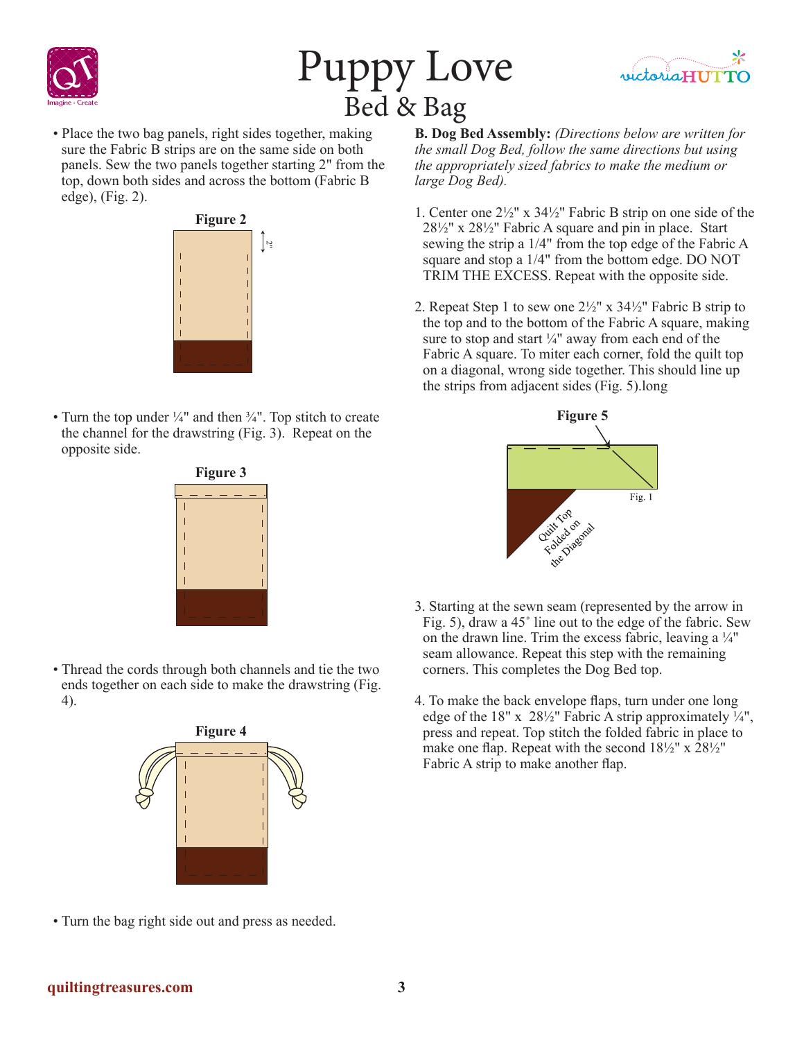# Puppy Love

## Bed & Bag

- Place the two bag panels, right sides together, making sure the Fabric B strips are on the same side on both panels. Sew the two panels together starting 2" from the top, down both sides and across the bottom (Fabric B edge), (Fig. 2).

**Figure 2**

- Turn the top under ¼" and then ¾". Top stitch to create the channel for the drawstring (Fig. 3). Repeat on the opposite side.

**Figure 3**

- Thread the cords through both channels and tie the two ends together on each side to make the drawstring (Fig. 4).

**Figure 4**

- Turn the bag right side out and press as needed.

**B. Dog Bed Assembly:** *(Directions below are written for the small Dog Bed, follow the same directions but using the appropriately sized fabrics to make the medium or large Dog Bed).*

1. Center one 2½" x 34½" Fabric B strip on one side of the 28½" x 28½" Fabric A square and pin in place. Start sewing the strip a 1/4" from the top edge of the Fabric A square and stop a 1/4" from the bottom edge. DO NOT TRIM THE EXCESS. Repeat with the opposite side.

2. Repeat Step 1 to sew one 2½" x 34½" Fabric B strip to the top and to the bottom of the Fabric A square, making sure to stop and start ¼" away from each end of the Fabric A square. To miter each corner, fold the quilt top on a diagonal, wrong side together. This should line up the strips from adjacent sides (Fig. 5).long

**Figure 5**

Fig. 1

Quilt Top Folded on the Diagonal

3. Starting at the sewn seam (represented by the arrow in Fig. 5), draw a 45˚ line out to the edge of the fabric. Sew on the drawn line. Trim the excess fabric, leaving a ¼" seam allowance. Repeat this step with the remaining corners. This completes the Dog Bed top.

4. To make the back envelope flaps, turn under one long edge of the 18" x 28½" Fabric A strip approximately ¼", press and repeat. Top stitch the folded fabric in place to make one flap. Repeat with the second 18½" x 28½" Fabric A strip to make another flap.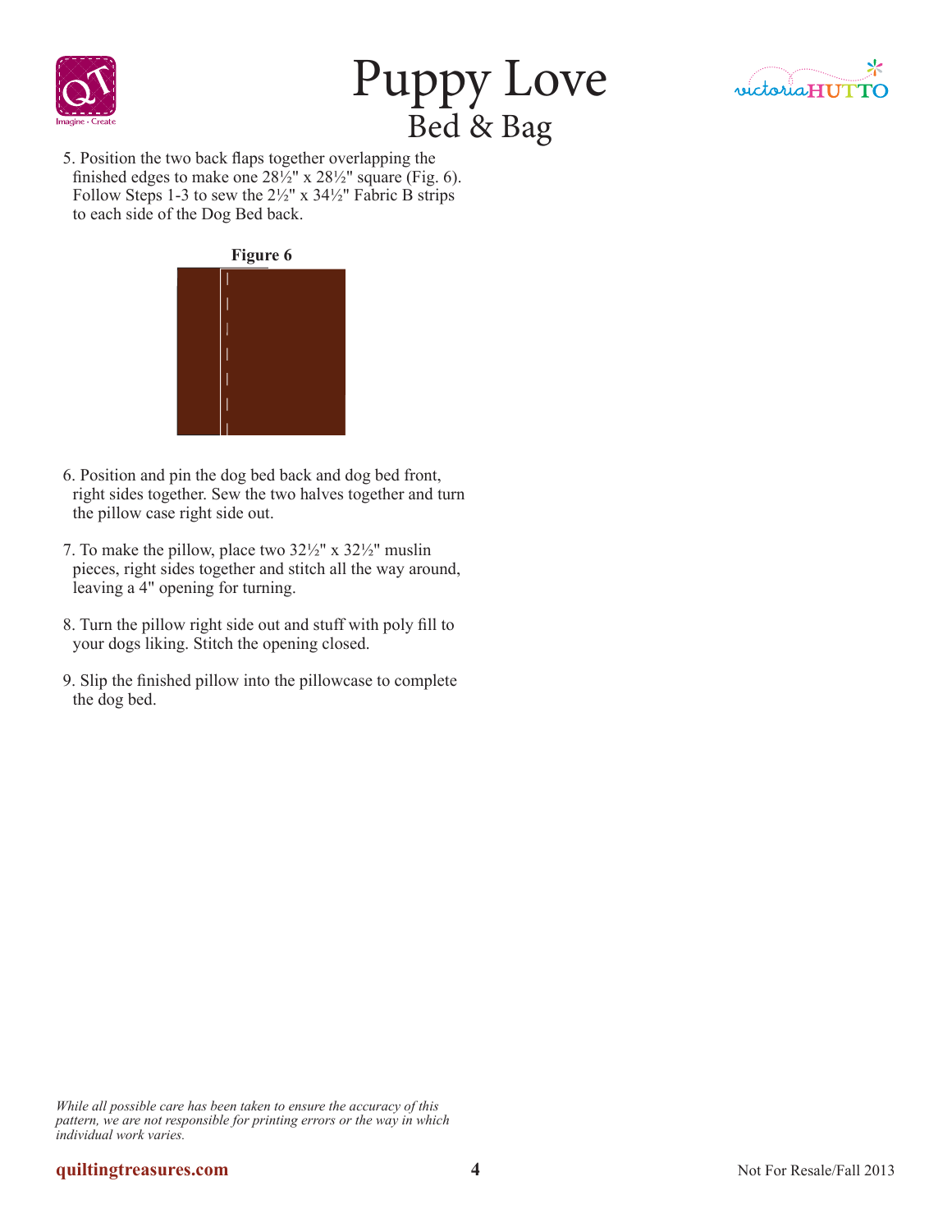5. Position the two back flaps together overlapping the finished edges to make one 28½" x 28½" square (Fig. 6). Follow Steps 1-3 to sew the 2½" x 34½" Fabric B strips to each side of the Dog Bed back.

**Figure 6**

6. Position and pin the dog bed back and dog bed front, right sides together. Sew the two halves together and turn the pillow case right side out.

7. To make the pillow, place two 32½" x 32½" muslin pieces, right sides together and stitch all the way around, leaving a 4" opening for turning.

8. Turn the pillow right side out and stuff with poly fill to your dogs liking. Stitch the opening closed.

9. Slip the finished pillow into the pillowcase to complete the dog bed.

*While all possible care has been taken to ensure the accuracy of this pattern, we are not responsible for printing errors or the way in which individual work varies.*